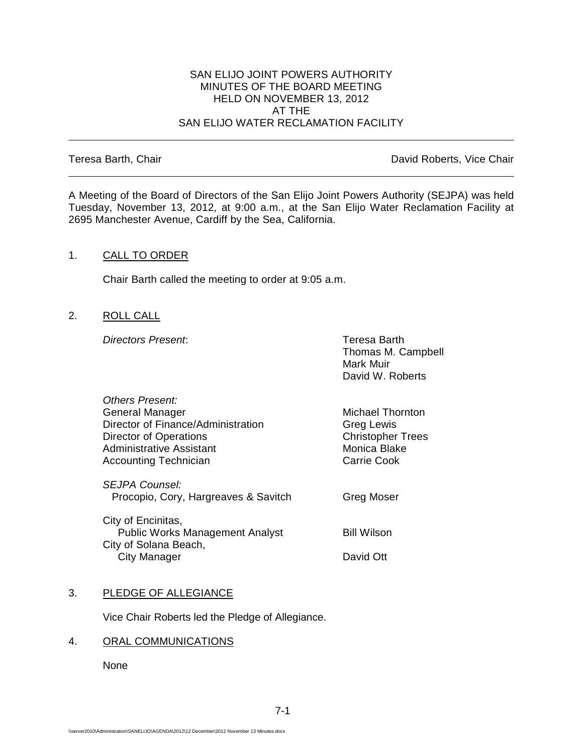SAN ELIJO JOINT POWERS AUTHORITY
MINUTES OF THE BOARD MEETING
HELD ON NOVEMBER 13, 2012
AT THE
SAN ELIJO WATER RECLAMATION FACILITY

---

Teresa Barth, Chair | David Roberts, Vice Chair

---

A Meeting of the Board of Directors of the San Elijo Joint Powers Authority (SEJPA) was held Tuesday, November 13, 2012, at 9:00 a.m., at the San Elijo Water Reclamation Facility at 2695 Manchester Avenue, Cardiff by the Sea, California.

## 1. CALL TO ORDER

Chair Barth called the meeting to order at 9:05 a.m.

## 2. ROLL CALL

*Directors Present*:
- Teresa Barth
- Thomas M. Campbell
- Mark Muir
- David W. Roberts

*Others Present:*

| | |
|---|---|
| General Manager | Michael Thornton |
| Director of Finance/Administration | Greg Lewis |
| Director of Operations | Christopher Trees |
| Administrative Assistant | Monica Blake |
| Accounting Technician | Carrie Cook |

*SEJPA Counsel:*

| | |
|---|---|
| Procopio, Cory, Hargreaves & Savitch | Greg Moser |

| | |
|---|---|
| City of Encinitas, Public Works Management Analyst | Bill Wilson |
| City of Solana Beach, City Manager | David Ott |

## 3. PLEDGE OF ALLEGIANCE

Vice Chair Roberts led the Pledge of Allegiance.

## 4. ORAL COMMUNICATIONS

None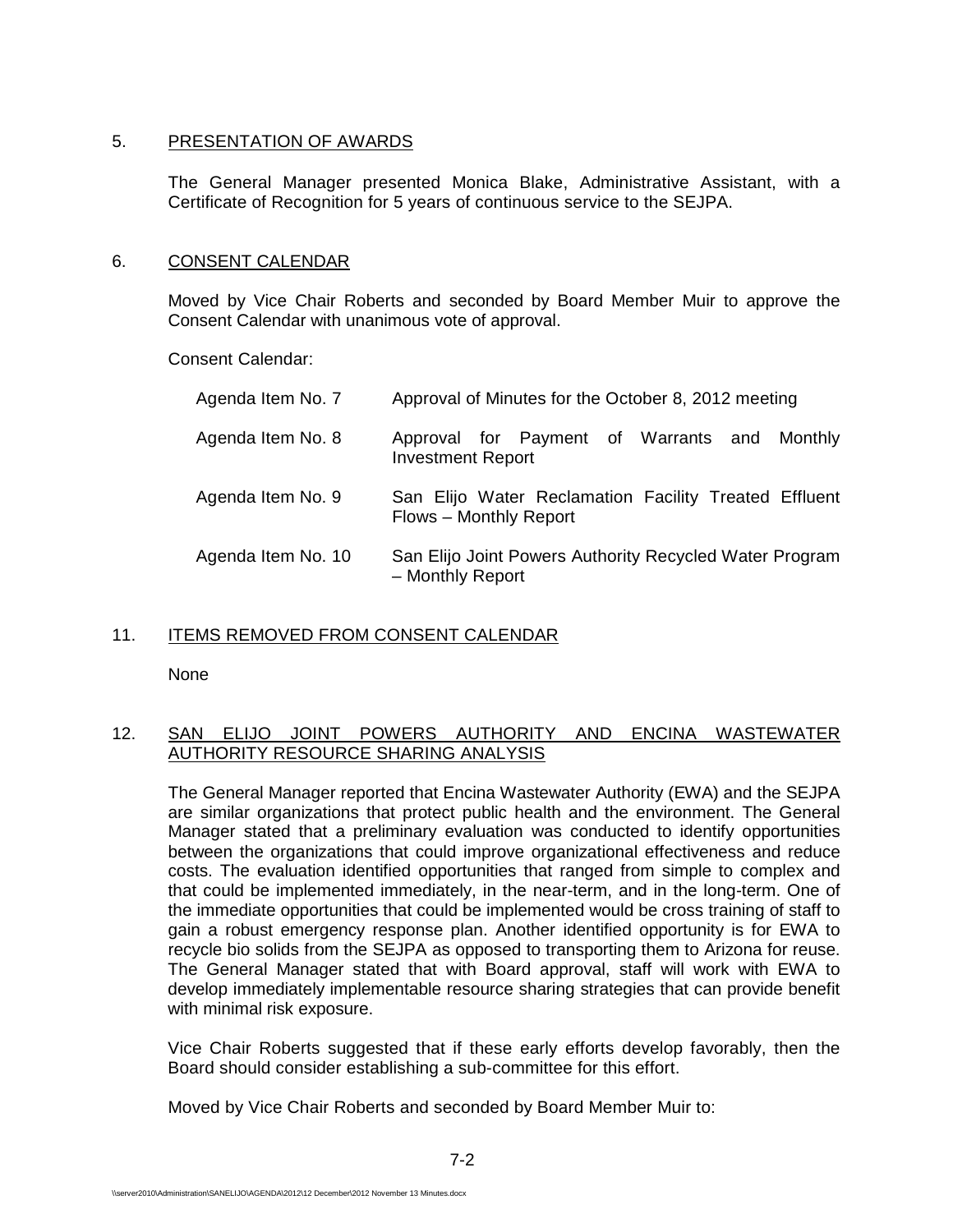5. PRESENTATION OF AWARDS

The General Manager presented Monica Blake, Administrative Assistant, with a Certificate of Recognition for 5 years of continuous service to the SEJPA.

6. CONSENT CALENDAR

Moved by Vice Chair Roberts and seconded by Board Member Muir to approve the Consent Calendar with unanimous vote of approval.

Consent Calendar:

| | |
|---|---|
| Agenda Item No. 7 | Approval of Minutes for the October 8, 2012 meeting |
| Agenda Item No. 8 | Approval for Payment of Warrants and Monthly Investment Report |
| Agenda Item No. 9 | San Elijo Water Reclamation Facility Treated Effluent Flows – Monthly Report |
| Agenda Item No. 10 | San Elijo Joint Powers Authority Recycled Water Program – Monthly Report |

11. ITEMS REMOVED FROM CONSENT CALENDAR

None

12. SAN ELIJO JOINT POWERS AUTHORITY AND ENCINA WASTEWATER AUTHORITY RESOURCE SHARING ANALYSIS

The General Manager reported that Encina Wastewater Authority (EWA) and the SEJPA are similar organizations that protect public health and the environment. The General Manager stated that a preliminary evaluation was conducted to identify opportunities between the organizations that could improve organizational effectiveness and reduce costs. The evaluation identified opportunities that ranged from simple to complex and that could be implemented immediately, in the near-term, and in the long-term. One of the immediate opportunities that could be implemented would be cross training of staff to gain a robust emergency response plan. Another identified opportunity is for EWA to recycle bio solids from the SEJPA as opposed to transporting them to Arizona for reuse. The General Manager stated that with Board approval, staff will work with EWA to develop immediately implementable resource sharing strategies that can provide benefit with minimal risk exposure.

Vice Chair Roberts suggested that if these early efforts develop favorably, then the Board should consider establishing a sub-committee for this effort.

Moved by Vice Chair Roberts and seconded by Board Member Muir to: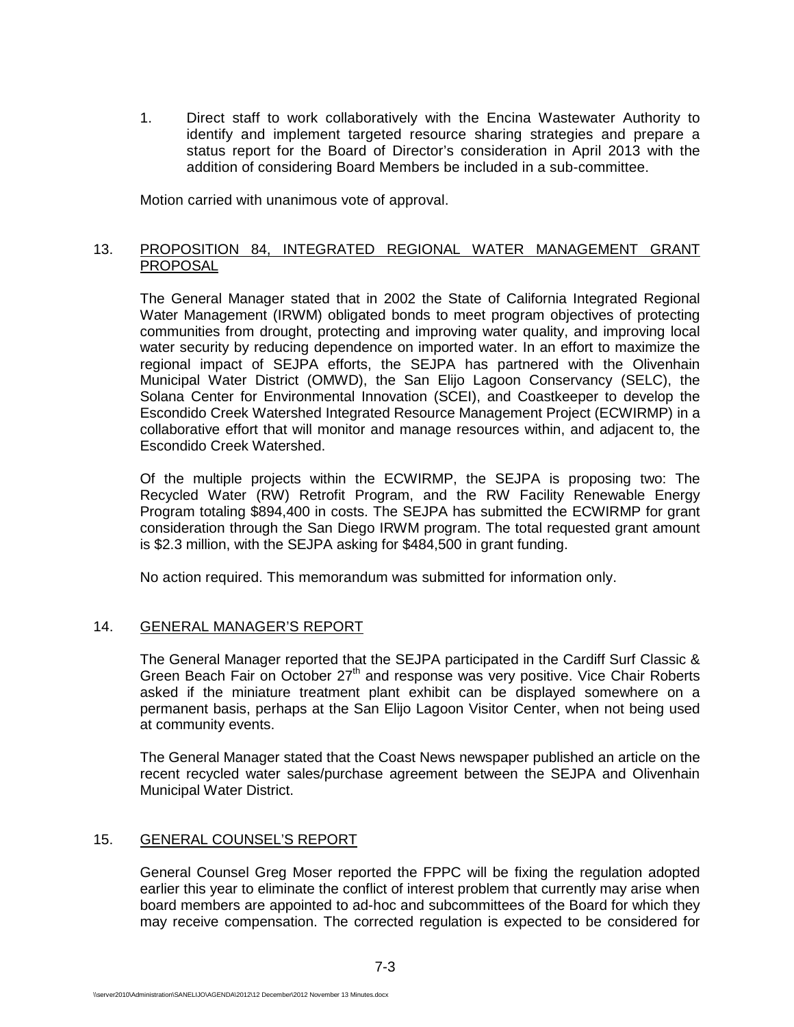1. Direct staff to work collaboratively with the Encina Wastewater Authority to identify and implement targeted resource sharing strategies and prepare a status report for the Board of Director's consideration in April 2013 with the addition of considering Board Members be included in a sub-committee.

Motion carried with unanimous vote of approval.

## 13. PROPOSITION 84, INTEGRATED REGIONAL WATER MANAGEMENT GRANT PROPOSAL

The General Manager stated that in 2002 the State of California Integrated Regional Water Management (IRWM) obligated bonds to meet program objectives of protecting communities from drought, protecting and improving water quality, and improving local water security by reducing dependence on imported water. In an effort to maximize the regional impact of SEJPA efforts, the SEJPA has partnered with the Olivenhain Municipal Water District (OMWD), the San Elijo Lagoon Conservancy (SELC), the Solana Center for Environmental Innovation (SCEI), and Coastkeeper to develop the Escondido Creek Watershed Integrated Resource Management Project (ECWIRMP) in a collaborative effort that will monitor and manage resources within, and adjacent to, the Escondido Creek Watershed.

Of the multiple projects within the ECWIRMP, the SEJPA is proposing two: The Recycled Water (RW) Retrofit Program, and the RW Facility Renewable Energy Program totaling $894,400 in costs. The SEJPA has submitted the ECWIRMP for grant consideration through the San Diego IRWM program. The total requested grant amount is $2.3 million, with the SEJPA asking for $484,500 in grant funding.

No action required. This memorandum was submitted for information only.

## 14. GENERAL MANAGER'S REPORT

The General Manager reported that the SEJPA participated in the Cardiff Surf Classic & Green Beach Fair on October 27th and response was very positive. Vice Chair Roberts asked if the miniature treatment plant exhibit can be displayed somewhere on a permanent basis, perhaps at the San Elijo Lagoon Visitor Center, when not being used at community events.

The General Manager stated that the Coast News newspaper published an article on the recent recycled water sales/purchase agreement between the SEJPA and Olivenhain Municipal Water District.

## 15. GENERAL COUNSEL'S REPORT

General Counsel Greg Moser reported the FPPC will be fixing the regulation adopted earlier this year to eliminate the conflict of interest problem that currently may arise when board members are appointed to ad-hoc and subcommittees of the Board for which they may receive compensation. The corrected regulation is expected to be considered for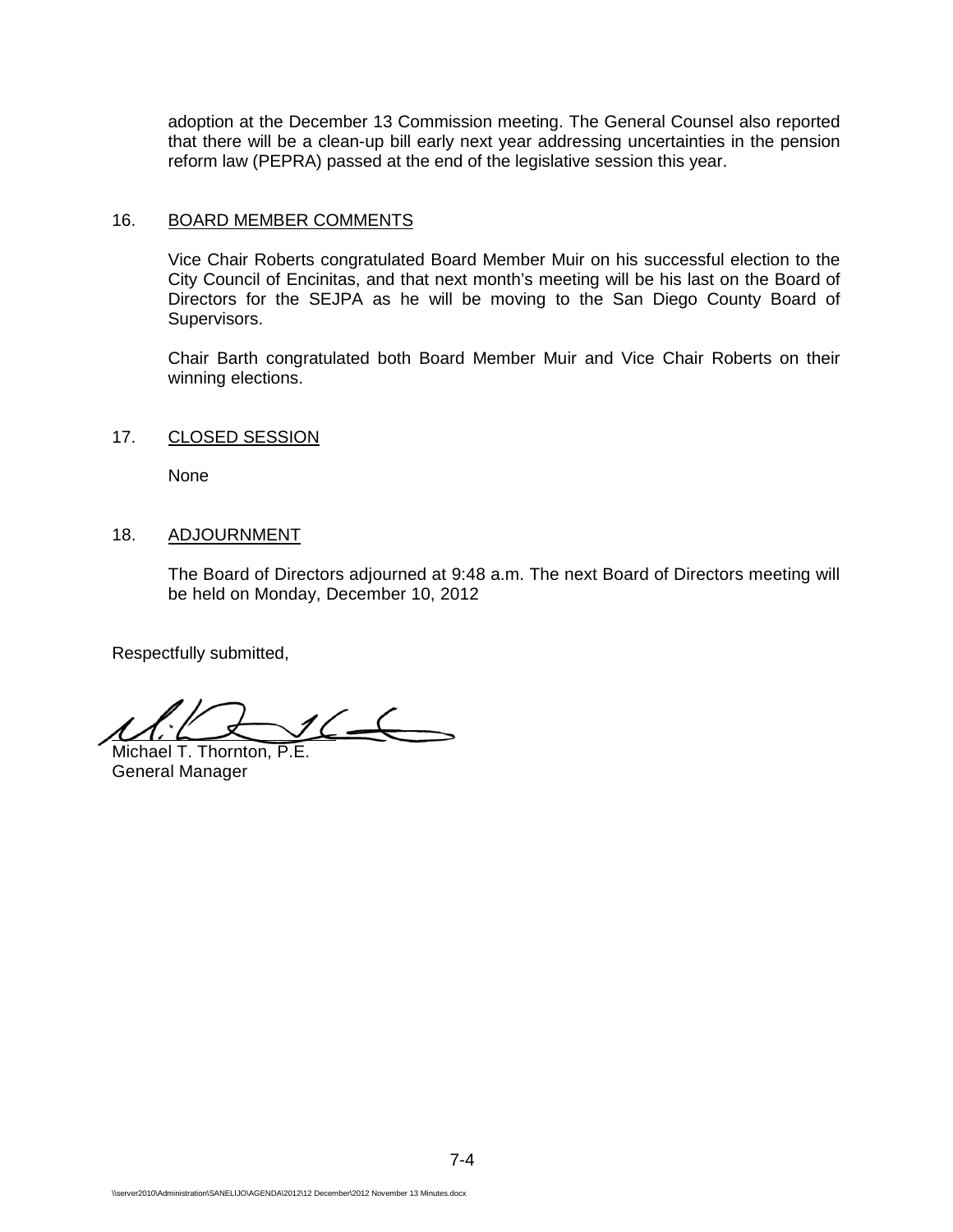adoption at the December 13 Commission meeting. The General Counsel also reported that there will be a clean-up bill early next year addressing uncertainties in the pension reform law (PEPRA) passed at the end of the legislative session this year.

16. BOARD MEMBER COMMENTS

Vice Chair Roberts congratulated Board Member Muir on his successful election to the City Council of Encinitas, and that next month's meeting will be his last on the Board of Directors for the SEJPA as he will be moving to the San Diego County Board of Supervisors.

Chair Barth congratulated both Board Member Muir and Vice Chair Roberts on their winning elections.

17. CLOSED SESSION

None

18. ADJOURNMENT

The Board of Directors adjourned at 9:48 a.m. The next Board of Directors meeting will be held on Monday, December 10, 2012

Respectfully submitted,

Michael T. Thornton, P.E.
General Manager

\\server2010\Administration\SANELIJO\AGENDA\2012\12 December\2012 November 13 Minutes.docx